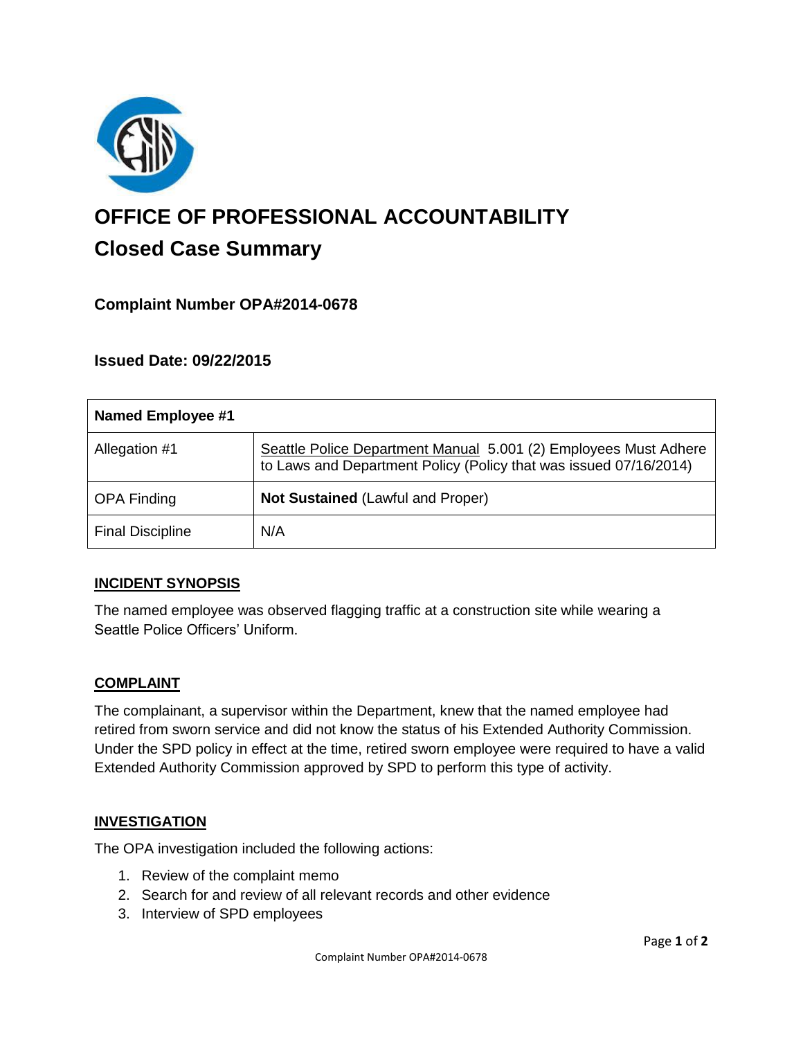# OFFICE OF PROFESSIONAL ACCOUNTABILITY

## Closed Case Summary

### Complaint Number OPA#2014-0678

### Issued Date: 09/22/2015

| Named Employee #1 | |
|---|---|
| Allegation #1 | Seattle Police Department Manual 5.001 (2) Employees Must Adhere to Laws and Department Policy (Policy that was issued 07/16/2014) |
| OPA Finding | **Not Sustained** (Lawful and Proper) |
| Final Discipline | N/A |

**INCIDENT SYNOPSIS**

The named employee was observed flagging traffic at a construction site while wearing a Seattle Police Officers' Uniform.

**COMPLAINT**

The complainant, a supervisor within the Department, knew that the named employee had retired from sworn service and did not know the status of his Extended Authority Commission. Under the SPD policy in effect at the time, retired sworn employee were required to have a valid Extended Authority Commission approved by SPD to perform this type of activity.

**INVESTIGATION**

The OPA investigation included the following actions:

1. Review of the complaint memo
2. Search for and review of all relevant records and other evidence
3. Interview of SPD employees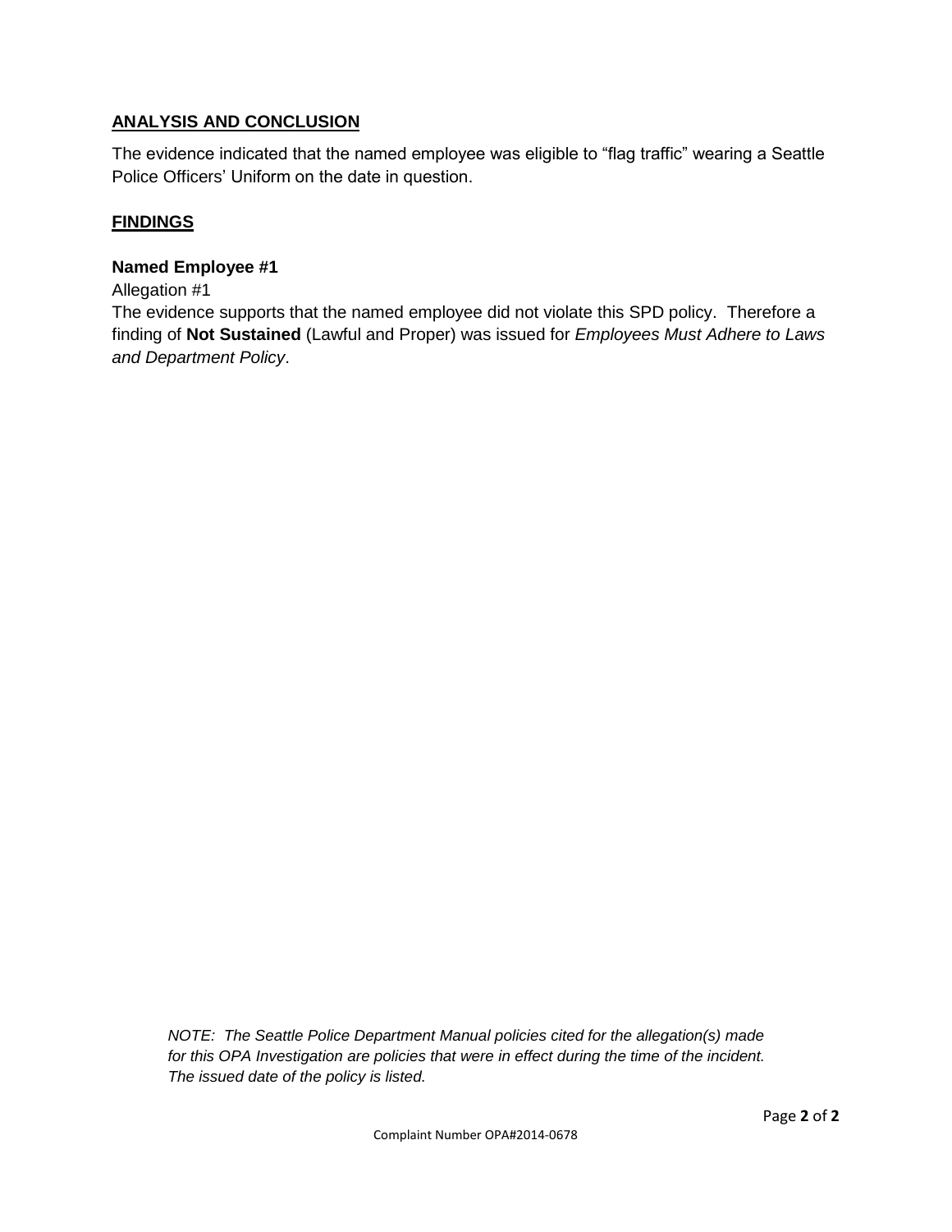## ANALYSIS AND CONCLUSION

The evidence indicated that the named employee was eligible to "flag traffic" wearing a Seattle Police Officers' Uniform on the date in question.

## FINDINGS

### Named Employee #1

Allegation #1

The evidence supports that the named employee did not violate this SPD policy. Therefore a finding of **Not Sustained** (Lawful and Proper) was issued for *Employees Must Adhere to Laws and Department Policy*.

*NOTE: The Seattle Police Department Manual policies cited for the allegation(s) made for this OPA Investigation are policies that were in effect during the time of the incident. The issued date of the policy is listed.*

Complaint Number OPA#2014-0678